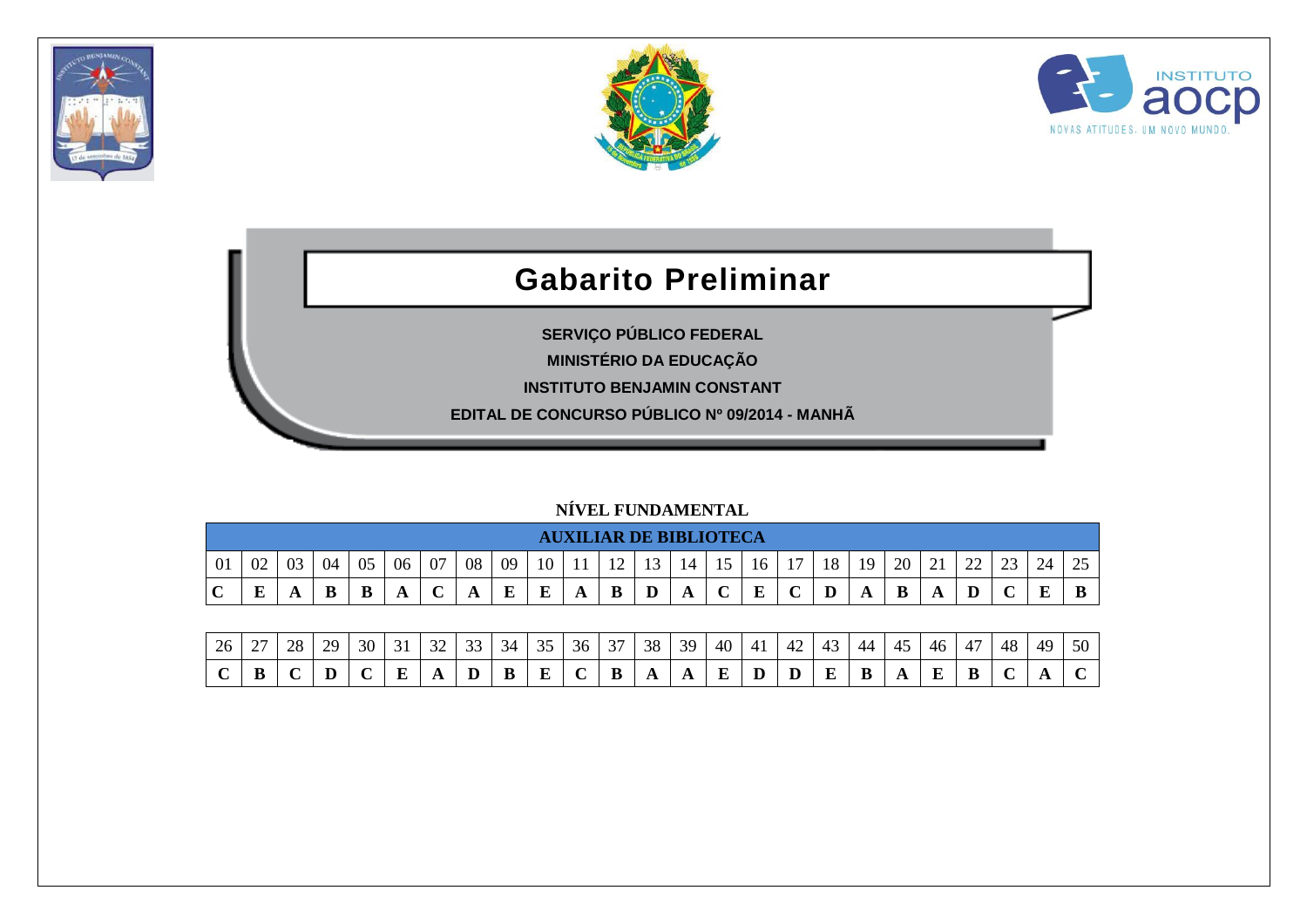# Gabarito Preliminar

**SERVIÇO PÚBLICO FEDERAL**

**MINISTÉRIO DA EDUCAÇÃO**

**INSTITUTO BENJAMIN CONSTANT**

**EDITAL DE CONCURSO PÚBLICO Nº 09/2014 - MANHÃ**

## NÍVEL FUNDAMENTAL

### AUXILIAR DE BIBLIOTECA

| 01 | 02 | 03 | 04 | 05 | 06 | 07 | 08 | 09 | 10 | 11 | 12 | 13 | 14 | 15 | 16 | 17 | 18 | 19 | 20 | 21 | 22 | 23 | 24 | 25 |
|---|---|---|---|---|---|---|---|---|---|---|---|---|---|---|---|---|---|---|---|---|---|---|---|---|
| **C** | **E** | **A** | **B** | **B** | **A** | **C** | **A** | **E** | **E** | **A** | **B** | **D** | **A** | **C** | **E** | **C** | **D** | **A** | **B** | **A** | **D** | **C** | **E** | **B** |

| 26 | 27 | 28 | 29 | 30 | 31 | 32 | 33 | 34 | 35 | 36 | 37 | 38 | 39 | 40 | 41 | 42 | 43 | 44 | 45 | 46 | 47 | 48 | 49 | 50 |
|---|---|---|---|---|---|---|---|---|---|---|---|---|---|---|---|---|---|---|---|---|---|---|---|---|
| **C** | **B** | **C** | **D** | **C** | **E** | **A** | **D** | **B** | **E** | **C** | **B** | **A** | **A** | **E** | **D** | **D** | **E** | **B** | **A** | **E** | **B** | **C** | **A** | **C** |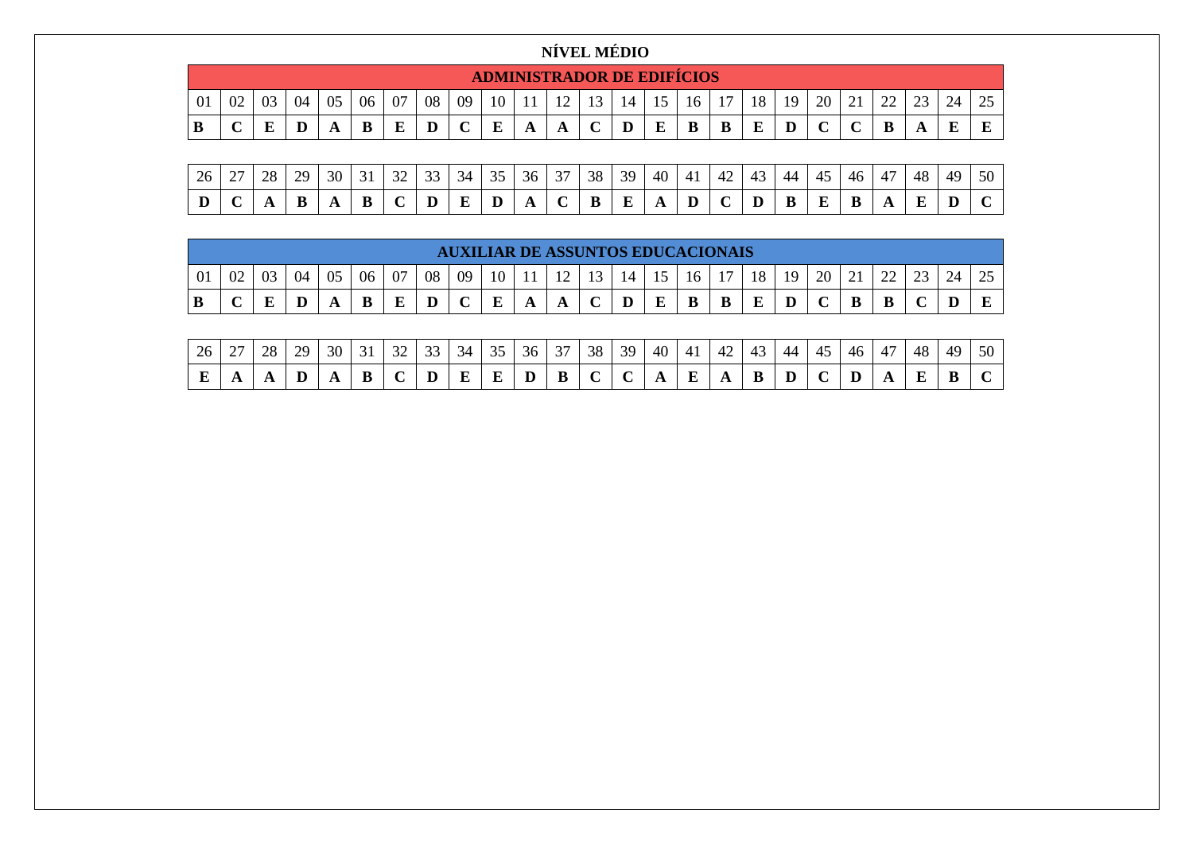# NÍVEL MÉDIO

## ADMINISTRADOR DE EDIFÍCIOS

| 01 | 02 | 03 | 04 | 05 | 06 | 07 | 08 | 09 | 10 | 11 | 12 | 13 | 14 | 15 | 16 | 17 | 18 | 19 | 20 | 21 | 22 | 23 | 24 | 25 |
|---|---|---|---|---|---|---|---|---|---|---|---|---|---|---|---|---|---|---|---|---|---|---|---|---|
| **B** | **C** | **E** | **D** | **A** | **B** | **E** | **D** | **C** | **E** | **A** | **A** | **C** | **D** | **E** | **B** | **B** | **E** | **D** | **C** | **C** | **B** | **A** | **E** | **E** |

| 26 | 27 | 28 | 29 | 30 | 31 | 32 | 33 | 34 | 35 | 36 | 37 | 38 | 39 | 40 | 41 | 42 | 43 | 44 | 45 | 46 | 47 | 48 | 49 | 50 |
|---|---|---|---|---|---|---|---|---|---|---|---|---|---|---|---|---|---|---|---|---|---|---|---|---|
| **D** | **C** | **A** | **B** | **A** | **B** | **C** | **D** | **E** | **D** | **A** | **C** | **B** | **E** | **A** | **D** | **C** | **D** | **B** | **E** | **B** | **A** | **E** | **D** | **C** |

## AUXILIAR DE ASSUNTOS EDUCACIONAIS

| 01 | 02 | 03 | 04 | 05 | 06 | 07 | 08 | 09 | 10 | 11 | 12 | 13 | 14 | 15 | 16 | 17 | 18 | 19 | 20 | 21 | 22 | 23 | 24 | 25 |
|---|---|---|---|---|---|---|---|---|---|---|---|---|---|---|---|---|---|---|---|---|---|---|---|---|
| **B** | **C** | **E** | **D** | **A** | **B** | **E** | **D** | **C** | **E** | **A** | **A** | **C** | **D** | **E** | **B** | **B** | **E** | **D** | **C** | **B** | **B** | **C** | **D** | **E** |

| 26 | 27 | 28 | 29 | 30 | 31 | 32 | 33 | 34 | 35 | 36 | 37 | 38 | 39 | 40 | 41 | 42 | 43 | 44 | 45 | 46 | 47 | 48 | 49 | 50 |
|---|---|---|---|---|---|---|---|---|---|---|---|---|---|---|---|---|---|---|---|---|---|---|---|---|
| **E** | **A** | **A** | **D** | **A** | **B** | **C** | **D** | **E** | **E** | **D** | **B** | **C** | **C** | **A** | **E** | **A** | **B** | **D** | **C** | **D** | **A** | **E** | **B** | **C** |